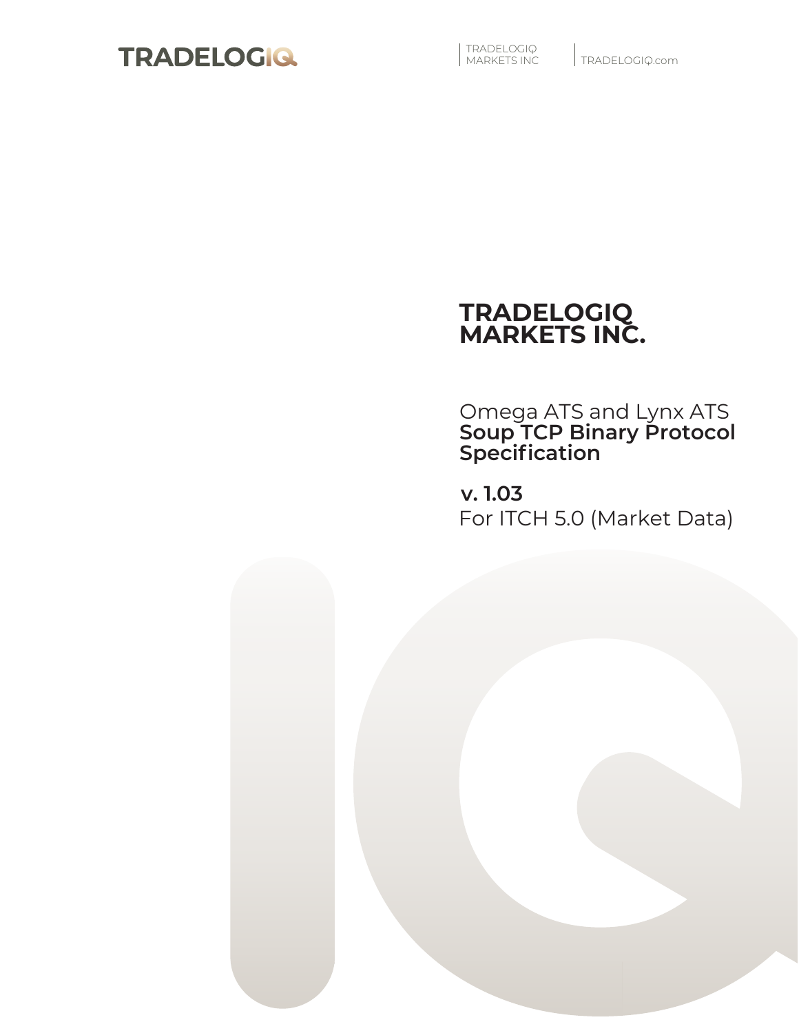TRADELOGIQ

TRADELOGIQ MARKETS INC | TRADELOGIQ.com

# TRADELOGIQ MARKETS INC.

Omega ATS and Lynx ATS
**Soup TCP Binary Protocol Specification**

**v. 1.03**
For ITCH 5.0 (Market Data)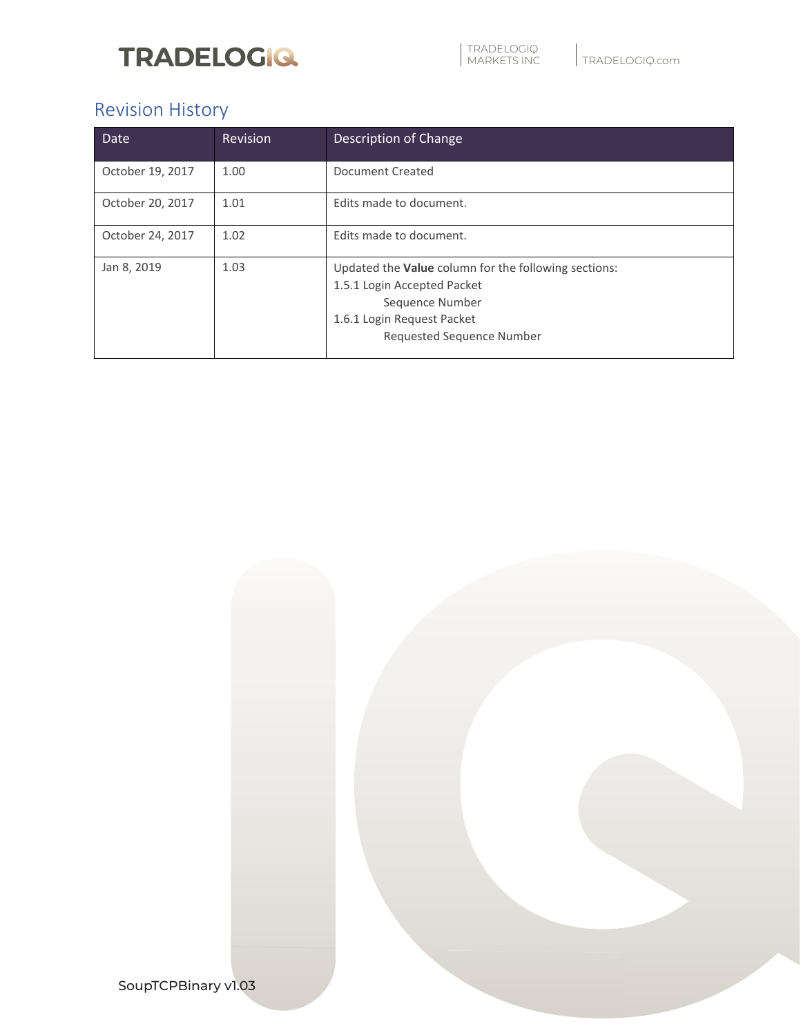## Revision History

| Date | Revision | Description of Change |
|---|---|---|
| October 19, 2017 | 1.00 | Document Created |
| October 20, 2017 | 1.01 | Edits made to document. |
| October 24, 2017 | 1.02 | Edits made to document. |
| Jan 8, 2019 | 1.03 | Updated the **Value** column for the following sections:<br>1.5.1 Login Accepted Packet<br>&nbsp;&nbsp;&nbsp;&nbsp;&nbsp;&nbsp;&nbsp;&nbsp;Sequence Number<br>1.6.1 Login Request Packet<br>&nbsp;&nbsp;&nbsp;&nbsp;&nbsp;&nbsp;&nbsp;&nbsp;Requested Sequence Number |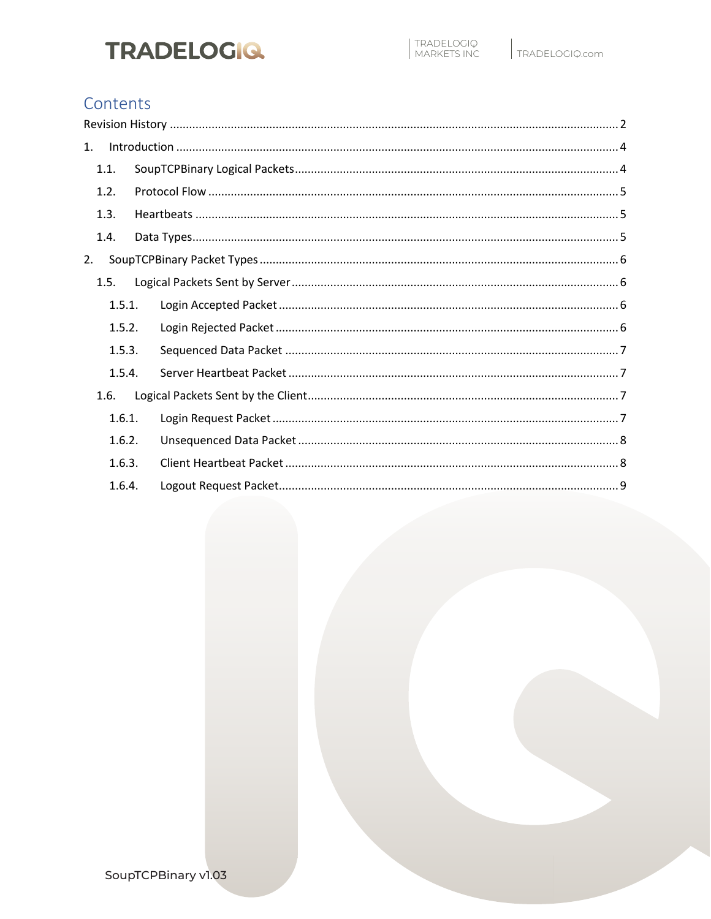# Contents

Revision History .......... 2

1. Introduction .......... 4
   - 1.1. SoupTCPBinary Logical Packets .......... 4
   - 1.2. Protocol Flow .......... 5
   - 1.3. Heartbeats .......... 5
   - 1.4. Data Types .......... 5
2. SoupTCPBinary Packet Types .......... 6
   - 1.5. Logical Packets Sent by Server .......... 6
     - 1.5.1. Login Accepted Packet .......... 6
     - 1.5.2. Login Rejected Packet .......... 6
     - 1.5.3. Sequenced Data Packet .......... 7
     - 1.5.4. Server Heartbeat Packet .......... 7
   - 1.6. Logical Packets Sent by the Client .......... 7
     - 1.6.1. Login Request Packet .......... 7
     - 1.6.2. Unsequenced Data Packet .......... 8
     - 1.6.3. Client Heartbeat Packet .......... 8
     - 1.6.4. Logout Request Packet .......... 9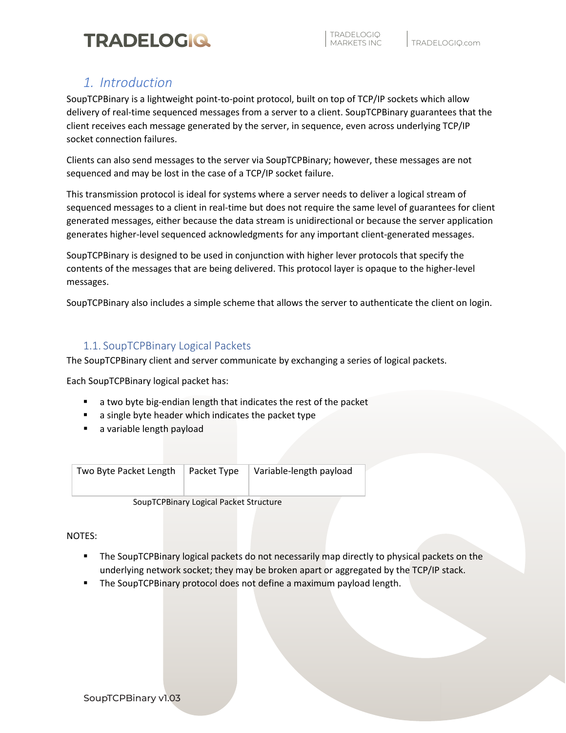# 1. Introduction

SoupTCPBinary is a lightweight point-to-point protocol, built on top of TCP/IP sockets which allow delivery of real-time sequenced messages from a server to a client. SoupTCPBinary guarantees that the client receives each message generated by the server, in sequence, even across underlying TCP/IP socket connection failures.

Clients can also send messages to the server via SoupTCPBinary; however, these messages are not sequenced and may be lost in the case of a TCP/IP socket failure.

This transmission protocol is ideal for systems where a server needs to deliver a logical stream of sequenced messages to a client in real-time but does not require the same level of guarantees for client generated messages, either because the data stream is unidirectional or because the server application generates higher-level sequenced acknowledgments for any important client-generated messages.

SoupTCPBinary is designed to be used in conjunction with higher lever protocols that specify the contents of the messages that are being delivered. This protocol layer is opaque to the higher-level messages.

SoupTCPBinary also includes a simple scheme that allows the server to authenticate the client on login.

## 1.1. SoupTCPBinary Logical Packets

The SoupTCPBinary client and server communicate by exchanging a series of logical packets.

Each SoupTCPBinary logical packet has:

- a two byte big-endian length that indicates the rest of the packet
- a single byte header which indicates the packet type
- a variable length payload

| Two Byte Packet Length | Packet Type | Variable-length payload |
|---|---|---|

SoupTCPBinary Logical Packet Structure

NOTES:

- The SoupTCPBinary logical packets do not necessarily map directly to physical packets on the underlying network socket; they may be broken apart or aggregated by the TCP/IP stack.
- The SoupTCPBinary protocol does not define a maximum payload length.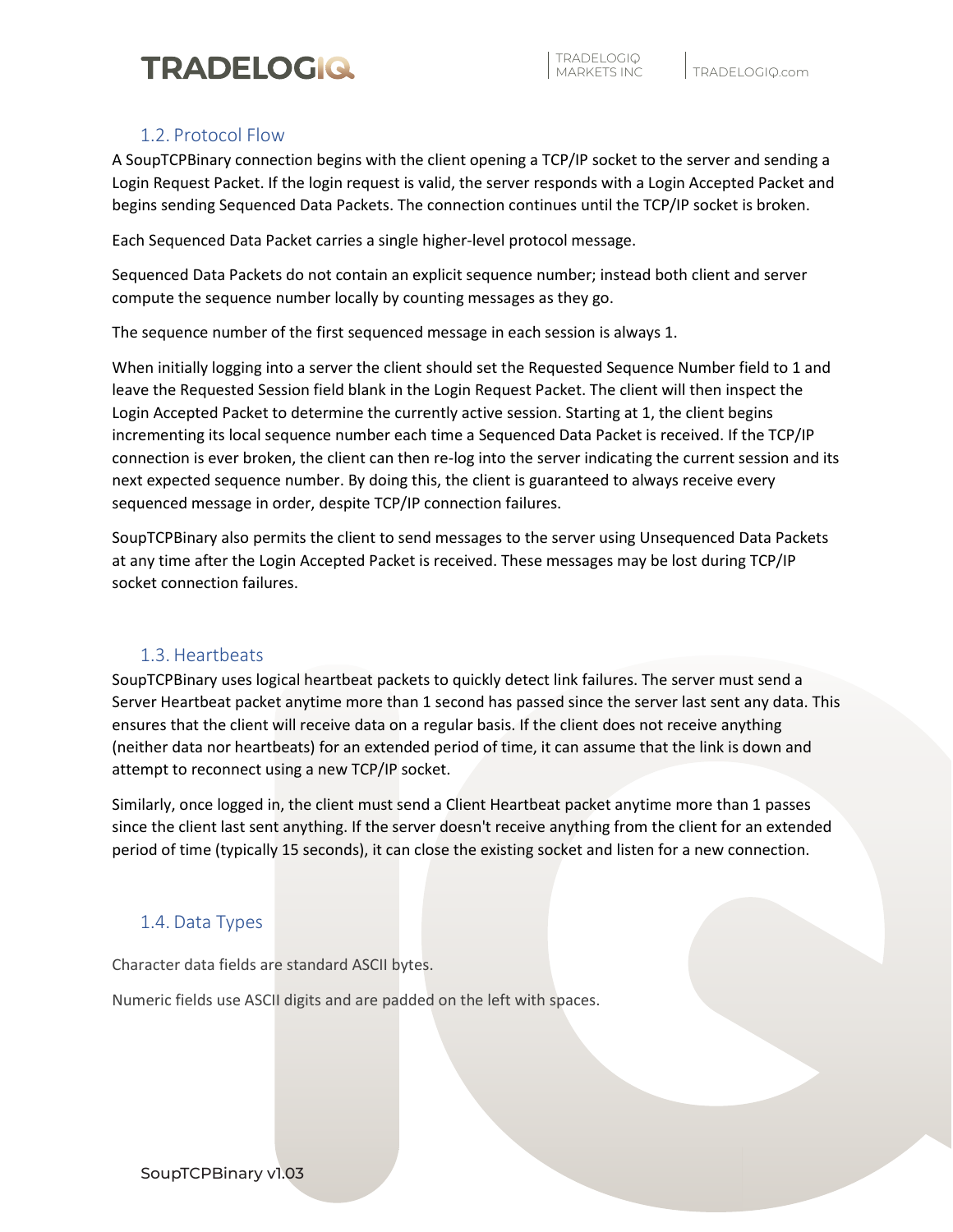## 1.2. Protocol Flow

A SoupTCPBinary connection begins with the client opening a TCP/IP socket to the server and sending a Login Request Packet. If the login request is valid, the server responds with a Login Accepted Packet and begins sending Sequenced Data Packets. The connection continues until the TCP/IP socket is broken.

Each Sequenced Data Packet carries a single higher-level protocol message.

Sequenced Data Packets do not contain an explicit sequence number; instead both client and server compute the sequence number locally by counting messages as they go.

The sequence number of the first sequenced message in each session is always 1.

When initially logging into a server the client should set the Requested Sequence Number field to 1 and leave the Requested Session field blank in the Login Request Packet. The client will then inspect the Login Accepted Packet to determine the currently active session. Starting at 1, the client begins incrementing its local sequence number each time a Sequenced Data Packet is received. If the TCP/IP connection is ever broken, the client can then re-log into the server indicating the current session and its next expected sequence number. By doing this, the client is guaranteed to always receive every sequenced message in order, despite TCP/IP connection failures.

SoupTCPBinary also permits the client to send messages to the server using Unsequenced Data Packets at any time after the Login Accepted Packet is received. These messages may be lost during TCP/IP socket connection failures.

## 1.3. Heartbeats

SoupTCPBinary uses logical heartbeat packets to quickly detect link failures. The server must send a Server Heartbeat packet anytime more than 1 second has passed since the server last sent any data. This ensures that the client will receive data on a regular basis. If the client does not receive anything (neither data nor heartbeats) for an extended period of time, it can assume that the link is down and attempt to reconnect using a new TCP/IP socket.

Similarly, once logged in, the client must send a Client Heartbeat packet anytime more than 1 passes since the client last sent anything. If the server doesn't receive anything from the client for an extended period of time (typically 15 seconds), it can close the existing socket and listen for a new connection.

## 1.4. Data Types

Character data fields are standard ASCII bytes.

Numeric fields use ASCII digits and are padded on the left with spaces.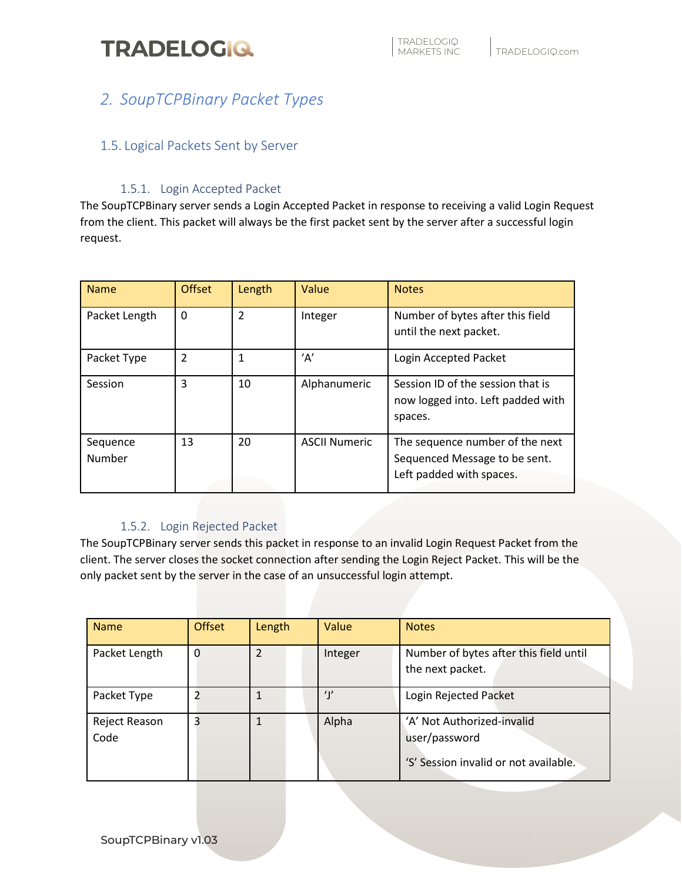## 2. SoupTCPBinary Packet Types

### 1.5. Logical Packets Sent by Server

#### 1.5.1. Login Accepted Packet

The SoupTCPBinary server sends a Login Accepted Packet in response to receiving a valid Login Request from the client. This packet will always be the first packet sent by the server after a successful login request.

| Name | Offset | Length | Value | Notes |
|---|---|---|---|---|
| Packet Length | 0 | 2 | Integer | Number of bytes after this field until the next packet. |
| Packet Type | 2 | 1 | 'A' | Login Accepted Packet |
| Session | 3 | 10 | Alphanumeric | Session ID of the session that is now logged into. Left padded with spaces. |
| Sequence Number | 13 | 20 | ASCII Numeric | The sequence number of the next Sequenced Message to be sent. Left padded with spaces. |

#### 1.5.2. Login Rejected Packet

The SoupTCPBinary server sends this packet in response to an invalid Login Request Packet from the client. The server closes the socket connection after sending the Login Reject Packet. This will be the only packet sent by the server in the case of an unsuccessful login attempt.

| Name | Offset | Length | Value | Notes |
|---|---|---|---|---|
| Packet Length | 0 | 2 | Integer | Number of bytes after this field until the next packet. |
| Packet Type | 2 | 1 | 'J' | Login Rejected Packet |
| Reject Reason Code | 3 | 1 | Alpha | 'A' Not Authorized-invalid user/password<br>'S' Session invalid or not available. |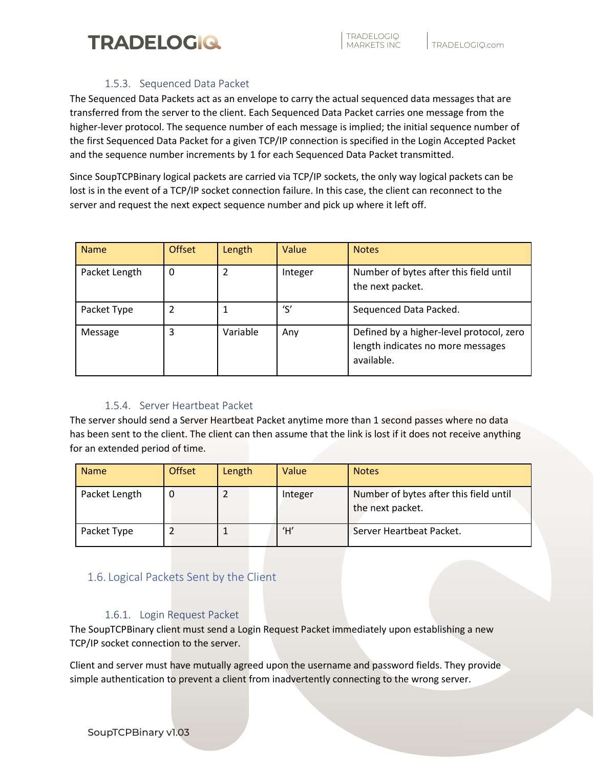#### 1.5.3. Sequenced Data Packet

The Sequenced Data Packets act as an envelope to carry the actual sequenced data messages that are transferred from the server to the client. Each Sequenced Data Packet carries one message from the higher-lever protocol. The sequence number of each message is implied; the initial sequence number of the first Sequenced Data Packet for a given TCP/IP connection is specified in the Login Accepted Packet and the sequence number increments by 1 for each Sequenced Data Packet transmitted.

Since SoupTCPBinary logical packets are carried via TCP/IP sockets, the only way logical packets can be lost is in the event of a TCP/IP socket connection failure. In this case, the client can reconnect to the server and request the next expect sequence number and pick up where it left off.

| Name | Offset | Length | Value | Notes |
|---|---|---|---|---|
| Packet Length | 0 | 2 | Integer | Number of bytes after this field until the next packet. |
| Packet Type | 2 | 1 | ‘S’ | Sequenced Data Packed. |
| Message | 3 | Variable | Any | Defined by a higher-level protocol, zero length indicates no more messages available. |

#### 1.5.4. Server Heartbeat Packet

The server should send a Server Heartbeat Packet anytime more than 1 second passes where no data has been sent to the client. The client can then assume that the link is lost if it does not receive anything for an extended period of time.

| Name | Offset | Length | Value | Notes |
|---|---|---|---|---|
| Packet Length | 0 | 2 | Integer | Number of bytes after this field until the next packet. |
| Packet Type | 2 | 1 | ‘H’ | Server Heartbeat Packet. |

### 1.6. Logical Packets Sent by the Client

#### 1.6.1. Login Request Packet

The SoupTCPBinary client must send a Login Request Packet immediately upon establishing a new TCP/IP socket connection to the server.

Client and server must have mutually agreed upon the username and password fields. They provide simple authentication to prevent a client from inadvertently connecting to the wrong server.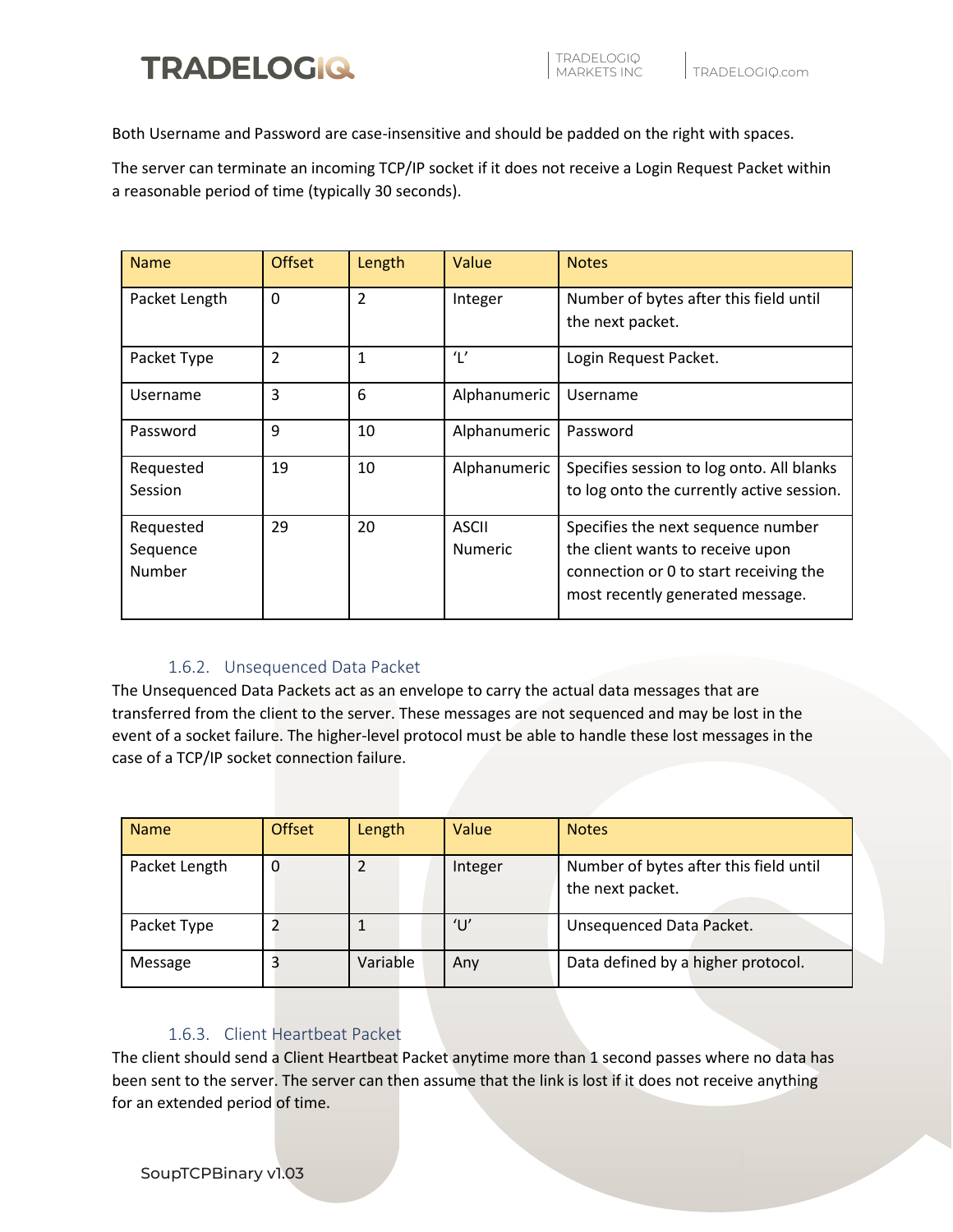Both Username and Password are case-insensitive and should be padded on the right with spaces.

The server can terminate an incoming TCP/IP socket if it does not receive a Login Request Packet within a reasonable period of time (typically 30 seconds).

| Name | Offset | Length | Value | Notes |
|---|---|---|---|---|
| Packet Length | 0 | 2 | Integer | Number of bytes after this field until the next packet. |
| Packet Type | 2 | 1 | ‘L’ | Login Request Packet. |
| Username | 3 | 6 | Alphanumeric | Username |
| Password | 9 | 10 | Alphanumeric | Password |
| Requested Session | 19 | 10 | Alphanumeric | Specifies session to log onto. All blanks to log onto the currently active session. |
| Requested Sequence Number | 29 | 20 | ASCII Numeric | Specifies the next sequence number the client wants to receive upon connection or 0 to start receiving the most recently generated message. |

### 1.6.2. Unsequenced Data Packet

The Unsequenced Data Packets act as an envelope to carry the actual data messages that are transferred from the client to the server. These messages are not sequenced and may be lost in the event of a socket failure. The higher-level protocol must be able to handle these lost messages in the case of a TCP/IP socket connection failure.

| Name | Offset | Length | Value | Notes |
|---|---|---|---|---|
| Packet Length | 0 | 2 | Integer | Number of bytes after this field until the next packet. |
| Packet Type | 2 | 1 | ‘U’ | Unsequenced Data Packet. |
| Message | 3 | Variable | Any | Data defined by a higher protocol. |

### 1.6.3. Client Heartbeat Packet

The client should send a Client Heartbeat Packet anytime more than 1 second passes where no data has been sent to the server. The server can then assume that the link is lost if it does not receive anything for an extended period of time.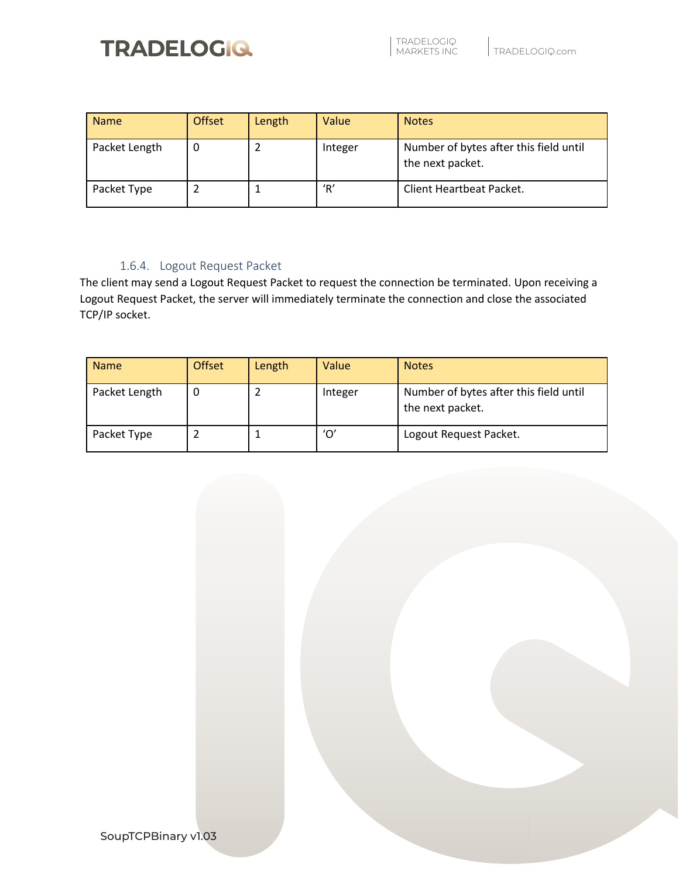| Name | Offset | Length | Value | Notes |
| --- | --- | --- | --- | --- |
| Packet Length | 0 | 2 | Integer | Number of bytes after this field until the next packet. |
| Packet Type | 2 | 1 | ‘R’ | Client Heartbeat Packet. |

### 1.6.4. Logout Request Packet

The client may send a Logout Request Packet to request the connection be terminated. Upon receiving a Logout Request Packet, the server will immediately terminate the connection and close the associated TCP/IP socket.

| Name | Offset | Length | Value | Notes |
| --- | --- | --- | --- | --- |
| Packet Length | 0 | 2 | Integer | Number of bytes after this field until the next packet. |
| Packet Type | 2 | 1 | ‘O’ | Logout Request Packet. |